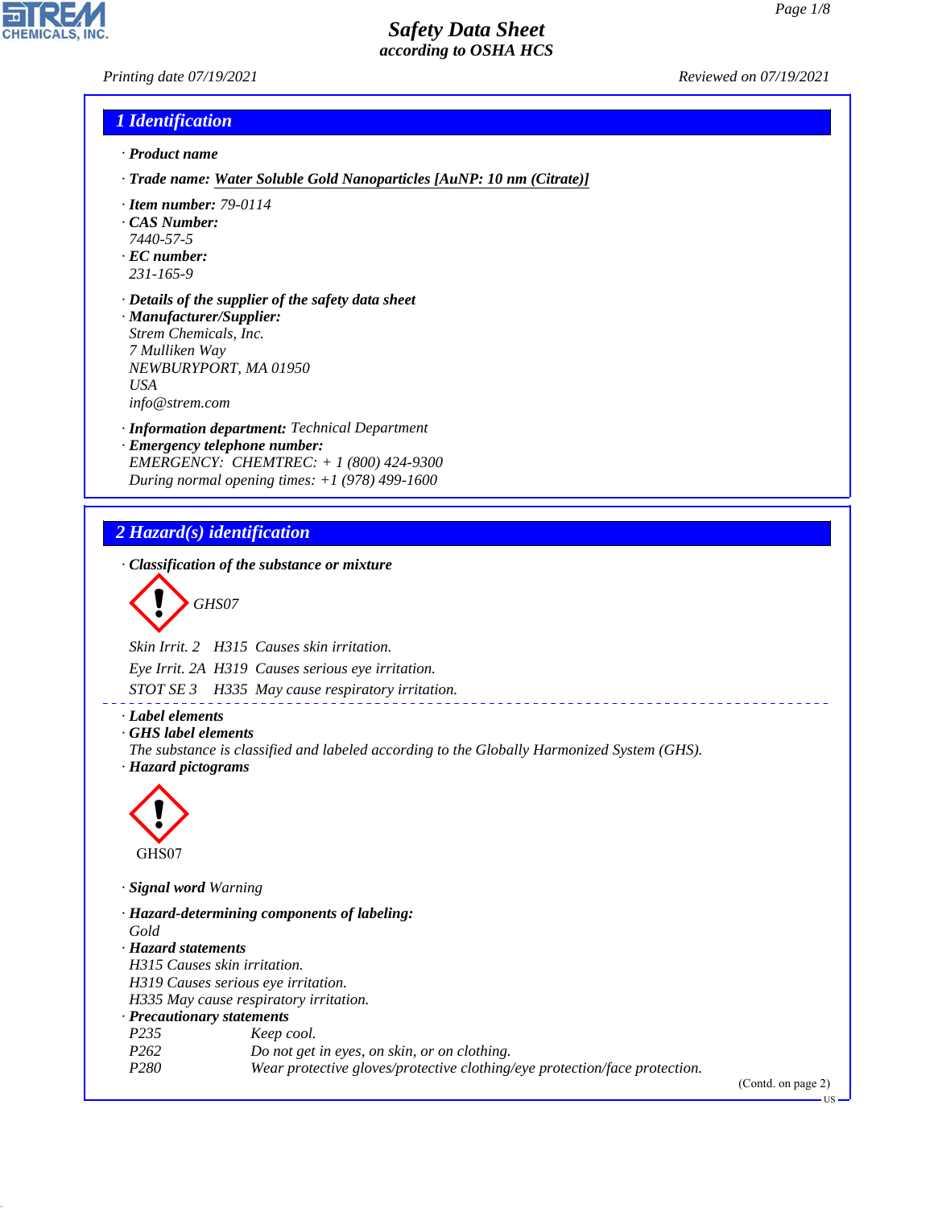# Safety Data Sheet
## according to OSHA HCS

Printing date 07/19/2021 Reviewed on 07/19/2021

## 1 Identification

· **Product name**

· **Trade name:** Water Soluble Gold Nanoparticles [AuNP: 10 nm (Citrate)]

· **Item number:** 79-0114
· **CAS Number:**
7440-57-5
· **EC number:**
231-165-9

· **Details of the supplier of the safety data sheet**
· **Manufacturer/Supplier:**
Strem Chemicals, Inc.
7 Mulliken Way
NEWBURYPORT, MA 01950
USA
info@strem.com

· **Information department:** Technical Department
· **Emergency telephone number:**
EMERGENCY: CHEMTREC: + 1 (800) 424-9300
During normal opening times: +1 (978) 499-1600

## 2 Hazard(s) identification

· **Classification of the substance or mixture**

GHS07

Skin Irrit. 2 H315 Causes skin irritation.

Eye Irrit. 2A H319 Causes serious eye irritation.

STOT SE 3 H335 May cause respiratory irritation.

· **Label elements**
· **GHS label elements**
The substance is classified and labeled according to the Globally Harmonized System (GHS).
· **Hazard pictograms**

GHS07

· **Signal word** Warning

· **Hazard-determining components of labeling:**
Gold
· **Hazard statements**
H315 Causes skin irritation.
H319 Causes serious eye irritation.
H335 May cause respiratory irritation.
· **Precautionary statements**

| | |
|---|---|
| P235 | Keep cool. |
| P262 | Do not get in eyes, on skin, or on clothing. |
| P280 | Wear protective gloves/protective clothing/eye protection/face protection. |

(Contd. on page 2)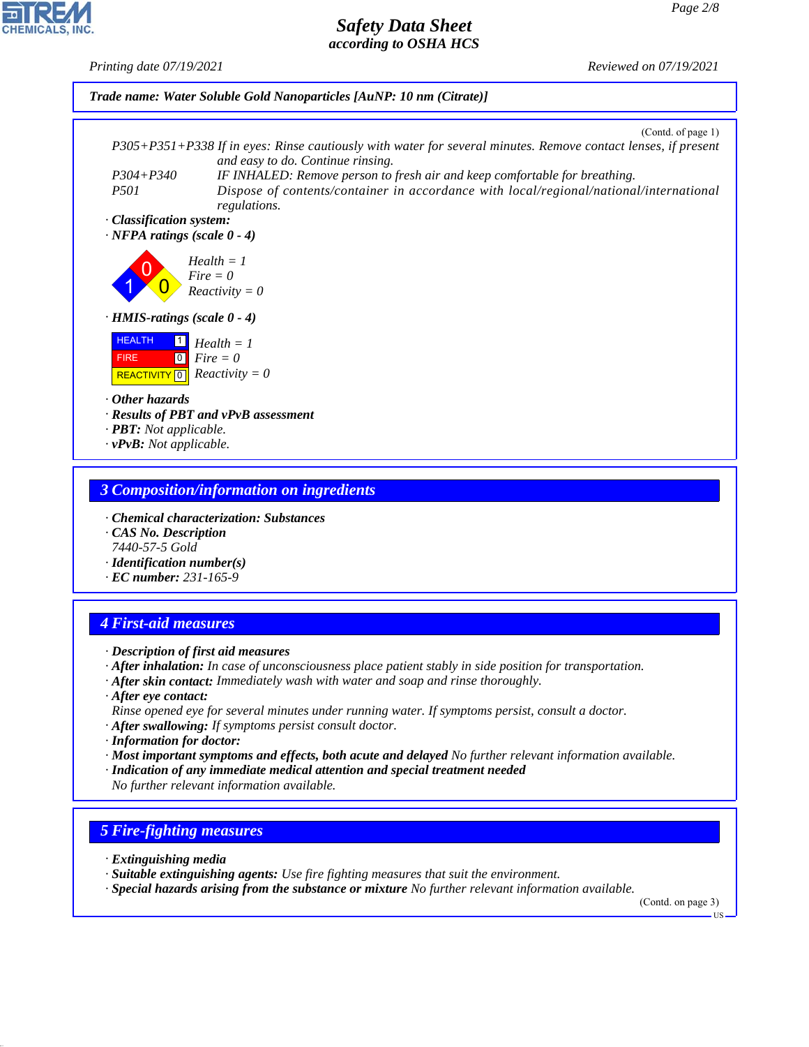**Trade name: Water Soluble Gold Nanoparticles [AuNP: 10 nm (Citrate)]**

(Contd. of page 1)

P305+P351+P338 If in eyes: Rinse cautiously with water for several minutes. Remove contact lenses, if present and easy to do. Continue rinsing.

P304+P340 IF INHALED: Remove person to fresh air and keep comfortable for breathing.

P501 Dispose of contents/container in accordance with local/regional/national/international regulations.

· **Classification system:**

· **NFPA ratings (scale 0 - 4)**

Health = 1
Fire = 0
Reactivity = 0

· **HMIS-ratings (scale 0 - 4)**

| | | |
|---|---|---|
| HEALTH | 1 | Health = 1 |
| FIRE | 0 | Fire = 0 |
| REACTIVITY | 0 | Reactivity = 0 |

· **Other hazards**

· **Results of PBT and vPvB assessment**

· **PBT:** Not applicable.

· **vPvB:** Not applicable.

## 3 Composition/information on ingredients

· **Chemical characterization: Substances**

· **CAS No. Description**

7440-57-5 Gold

· **Identification number(s)**

· **EC number:** 231-165-9

## 4 First-aid measures

· **Description of first aid measures**

· **After inhalation:** In case of unconsciousness place patient stably in side position for transportation.

· **After skin contact:** Immediately wash with water and soap and rinse thoroughly.

· **After eye contact:**

Rinse opened eye for several minutes under running water. If symptoms persist, consult a doctor.

· **After swallowing:** If symptoms persist consult doctor.

· **Information for doctor:**

· **Most important symptoms and effects, both acute and delayed** No further relevant information available.

· **Indication of any immediate medical attention and special treatment needed**

No further relevant information available.

## 5 Fire-fighting measures

· **Extinguishing media**

· **Suitable extinguishing agents:** Use fire fighting measures that suit the environment.

· **Special hazards arising from the substance or mixture** No further relevant information available.

(Contd. on page 3)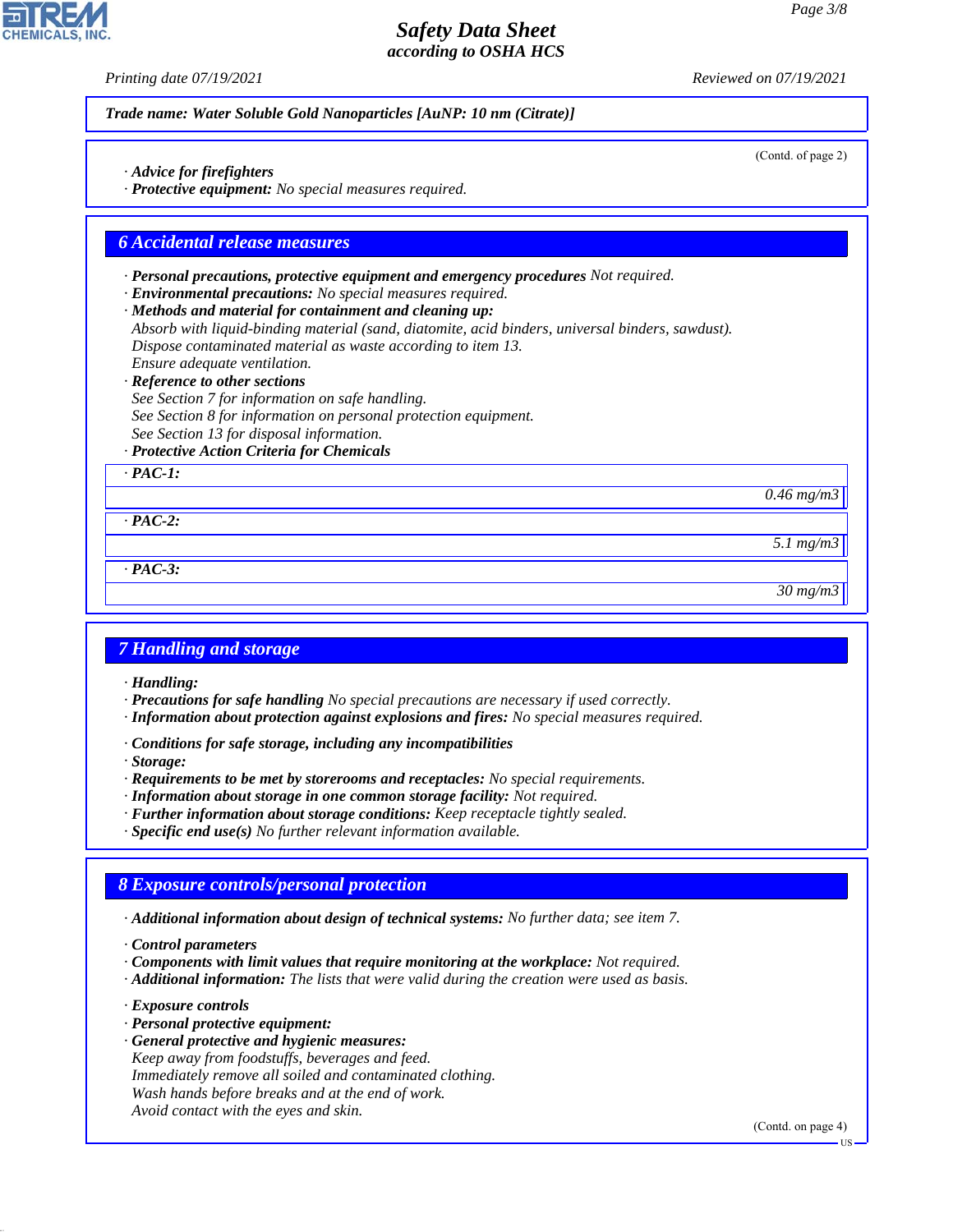**Trade name: Water Soluble Gold Nanoparticles [AuNP: 10 nm (Citrate)]**

(Contd. of page 2)

· **Advice for firefighters**
· **Protective equipment:** No special measures required.

## 6 Accidental release measures

· **Personal precautions, protective equipment and emergency procedures** Not required.
· **Environmental precautions:** No special measures required.
· **Methods and material for containment and cleaning up:**
Absorb with liquid-binding material (sand, diatomite, acid binders, universal binders, sawdust).
Dispose contaminated material as waste according to item 13.
Ensure adequate ventilation.
· **Reference to other sections**
See Section 7 for information on safe handling.
See Section 8 for information on personal protection equipment.
See Section 13 for disposal information.
· **Protective Action Criteria for Chemicals**

| · PAC-1: | |
|---|---|
| | 0.46 mg/m3 |
| **· PAC-2:** | |
| | 5.1 mg/m3 |
| **· PAC-3:** | |
| | 30 mg/m3 |

## 7 Handling and storage

· **Handling:**
· **Precautions for safe handling** No special precautions are necessary if used correctly.
· **Information about protection against explosions and fires:** No special measures required.

· **Conditions for safe storage, including any incompatibilities**
· **Storage:**
· **Requirements to be met by storerooms and receptacles:** No special requirements.
· **Information about storage in one common storage facility:** Not required.
· **Further information about storage conditions:** Keep receptacle tightly sealed.
· **Specific end use(s)** No further relevant information available.

## 8 Exposure controls/personal protection

· **Additional information about design of technical systems:** No further data; see item 7.

· **Control parameters**
· **Components with limit values that require monitoring at the workplace:** Not required.
· **Additional information:** The lists that were valid during the creation were used as basis.

· **Exposure controls**
· **Personal protective equipment:**
· **General protective and hygienic measures:**
Keep away from foodstuffs, beverages and feed.
Immediately remove all soiled and contaminated clothing.
Wash hands before breaks and at the end of work.
Avoid contact with the eyes and skin.

(Contd. on page 4)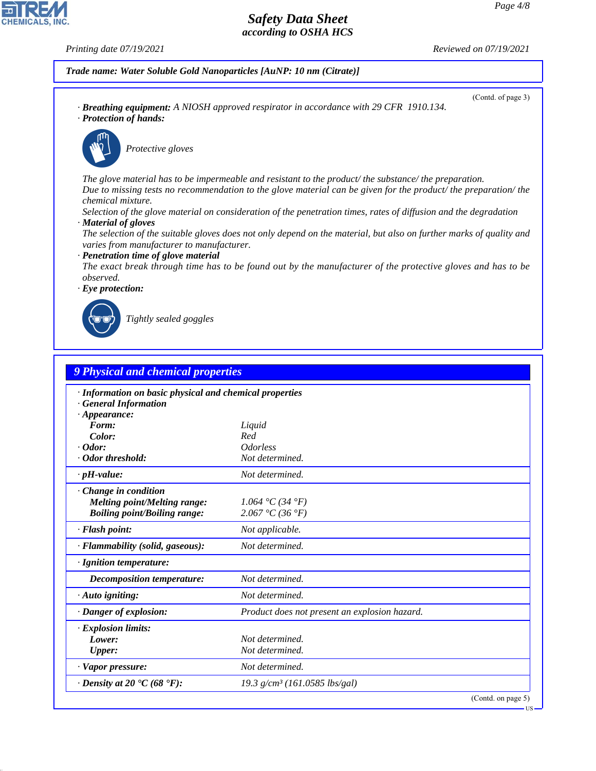**Trade name: Water Soluble Gold Nanoparticles [AuNP: 10 nm (Citrate)]**

(Contd. of page 3)

· **Breathing equipment:** A NIOSH approved respirator in accordance with 29 CFR 1910.134.

· **Protection of hands:**

Protective gloves

The glove material has to be impermeable and resistant to the product/ the substance/ the preparation.
Due to missing tests no recommendation to the glove material can be given for the product/ the preparation/ the chemical mixture.
Selection of the glove material on consideration of the penetration times, rates of diffusion and the degradation

· **Material of gloves**

The selection of the suitable gloves does not only depend on the material, but also on further marks of quality and varies from manufacturer to manufacturer.

· **Penetration time of glove material**

The exact break through time has to be found out by the manufacturer of the protective gloves and has to be observed.

· **Eye protection:**

Tightly sealed goggles

## 9 Physical and chemical properties

| | |
|---|---|
| · **Information on basic physical and chemical properties** | |
| · **General Information** | |
| · **Appearance:** | |
| **Form:** | Liquid |
| **Color:** | Red |
| · **Odor:** | Odorless |
| · **Odor threshold:** | Not determined. |
| · **pH-value:** | Not determined. |
| · **Change in condition** | |
| **Melting point/Melting range:** | 1.064 °C (34 °F) |
| **Boiling point/Boiling range:** | 2.067 °C (36 °F) |
| · **Flash point:** | Not applicable. |
| · **Flammability (solid, gaseous):** | Not determined. |
| · **Ignition temperature:** | |
| **Decomposition temperature:** | Not determined. |
| · **Auto igniting:** | Not determined. |
| · **Danger of explosion:** | Product does not present an explosion hazard. |
| · **Explosion limits:** | |
| **Lower:** | Not determined. |
| **Upper:** | Not determined. |
| · **Vapor pressure:** | Not determined. |
| · **Density at 20 °C (68 °F):** | 19.3 g/cm³ (161.0585 lbs/gal) |

(Contd. on page 5)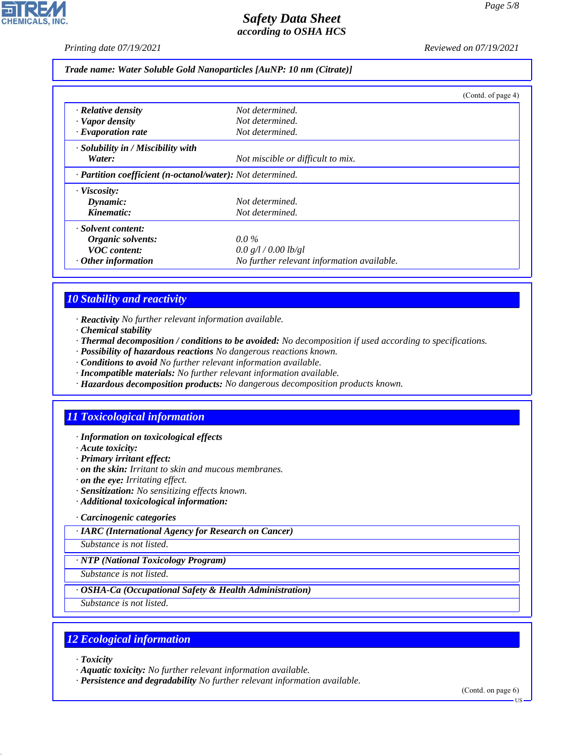**Trade name: Water Soluble Gold Nanoparticles [AuNP: 10 nm (Citrate)]**

(Contd. of page 4)

| | |
|---|---|
| · **Relative density** | Not determined. |
| · **Vapor density** | Not determined. |
| · **Evaporation rate** | Not determined. |
| · **Solubility in / Miscibility with** | |
| **Water:** | Not miscible or difficult to mix. |
| · **Partition coefficient (n-octanol/water):** | Not determined. |
| · **Viscosity:** | |
| **Dynamic:** | Not determined. |
| **Kinematic:** | Not determined. |
| · **Solvent content:** | |
| **Organic solvents:** | 0.0 % |
| **VOC content:** | 0.0 g/l / 0.00 lb/gl |
| · **Other information** | No further relevant information available. |

## 10 Stability and reactivity

· **Reactivity** No further relevant information available.
· **Chemical stability**
· **Thermal decomposition / conditions to be avoided:** No decomposition if used according to specifications.
· **Possibility of hazardous reactions** No dangerous reactions known.
· **Conditions to avoid** No further relevant information available.
· **Incompatible materials:** No further relevant information available.
· **Hazardous decomposition products:** No dangerous decomposition products known.

## 11 Toxicological information

· **Information on toxicological effects**
· **Acute toxicity:**
· **Primary irritant effect:**
· **on the skin:** Irritant to skin and mucous membranes.
· **on the eye:** Irritating effect.
· **Sensitization:** No sensitizing effects known.
· **Additional toxicological information:**

· **Carcinogenic categories**

| · **IARC (International Agency for Research on Cancer)** |
|---|
| Substance is not listed. |

| · **NTP (National Toxicology Program)** |
|---|
| Substance is not listed. |

| · **OSHA-Ca (Occupational Safety & Health Administration)** |
|---|
| Substance is not listed. |

## 12 Ecological information

· **Toxicity**
· **Aquatic toxicity:** No further relevant information available.
· **Persistence and degradability** No further relevant information available.

(Contd. on page 6)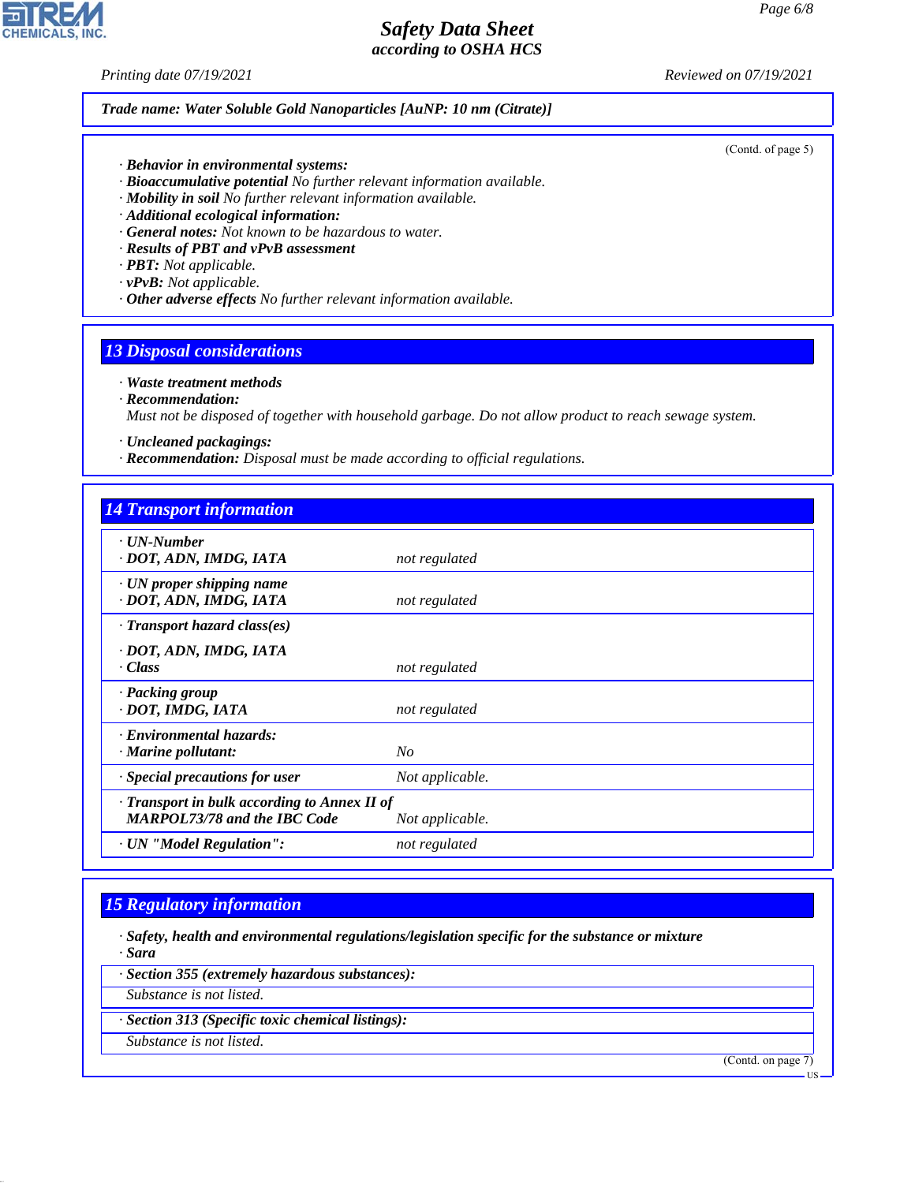**Trade name: Water Soluble Gold Nanoparticles [AuNP: 10 nm (Citrate)]**

(Contd. of page 5)

- **Behavior in environmental systems:**
- **Bioaccumulative potential** No further relevant information available.
- **Mobility in soil** No further relevant information available.
- **Additional ecological information:**
- **General notes:** Not known to be hazardous to water.
- **Results of PBT and vPvB assessment**
- **PBT:** Not applicable.
- **vPvB:** Not applicable.
- **Other adverse effects** No further relevant information available.

## 13 Disposal considerations

- **Waste treatment methods**
- **Recommendation:**
  Must not be disposed of together with household garbage. Do not allow product to reach sewage system.

- **Uncleaned packagings:**
- **Recommendation:** Disposal must be made according to official regulations.

## 14 Transport information

| | |
|---|---|
| **UN-Number**<br>**DOT, ADN, IMDG, IATA** | not regulated |
| **UN proper shipping name**<br>**DOT, ADN, IMDG, IATA** | not regulated |
| **Transport hazard class(es)**<br>**DOT, ADN, IMDG, IATA**<br>**Class** | not regulated |
| **Packing group**<br>**DOT, IMDG, IATA** | not regulated |
| **Environmental hazards:**<br>**Marine pollutant:** | No |
| **Special precautions for user** | Not applicable. |
| **Transport in bulk according to Annex II of MARPOL73/78 and the IBC Code** | Not applicable. |
| **UN "Model Regulation":** | not regulated |

## 15 Regulatory information

- **Safety, health and environmental regulations/legislation specific for the substance or mixture**
- **Sara**

**Section 355 (extremely hazardous substances):**

Substance is not listed.

**Section 313 (Specific toxic chemical listings):**

Substance is not listed.

(Contd. on page 7)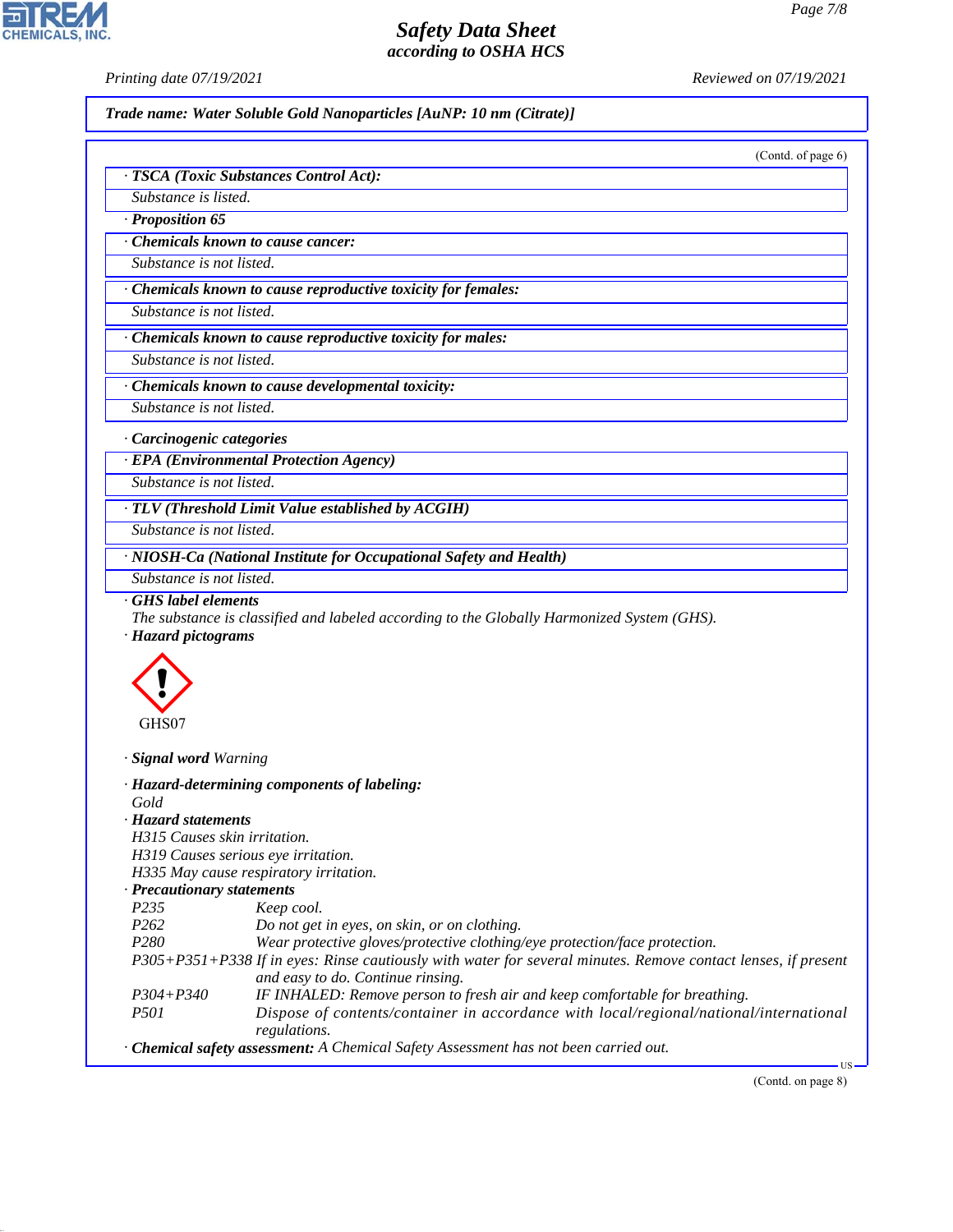Trade name: Water Soluble Gold Nanoparticles [AuNP: 10 nm (Citrate)]

(Contd. of page 6)

· **TSCA (Toxic Substances Control Act):**

Substance is listed.

· **Proposition 65**

· **Chemicals known to cause cancer:**

Substance is not listed.

· **Chemicals known to cause reproductive toxicity for females:**

Substance is not listed.

· **Chemicals known to cause reproductive toxicity for males:**

Substance is not listed.

· **Chemicals known to cause developmental toxicity:**

Substance is not listed.

· **Carcinogenic categories**

· **EPA (Environmental Protection Agency)**

Substance is not listed.

· **TLV (Threshold Limit Value established by ACGIH)**

Substance is not listed.

· **NIOSH-Ca (National Institute for Occupational Safety and Health)**

Substance is not listed.

· **GHS label elements**

The substance is classified and labeled according to the Globally Harmonized System (GHS).

· **Hazard pictograms**

GHS07

· **Signal word** Warning

· **Hazard-determining components of labeling:**

Gold

· **Hazard statements**

H315 Causes skin irritation.
H319 Causes serious eye irritation.
H335 May cause respiratory irritation.

· **Precautionary statements**

| | |
|---|---|
| P235 | Keep cool. |
| P262 | Do not get in eyes, on skin, or on clothing. |
| P280 | Wear protective gloves/protective clothing/eye protection/face protection. |
| P305+P351+P338 | If in eyes: Rinse cautiously with water for several minutes. Remove contact lenses, if present and easy to do. Continue rinsing. |
| P304+P340 | IF INHALED: Remove person to fresh air and keep comfortable for breathing. |
| P501 | Dispose of contents/container in accordance with local/regional/national/international regulations. |

· **Chemical safety assessment:** A Chemical Safety Assessment has not been carried out.

(Contd. on page 8)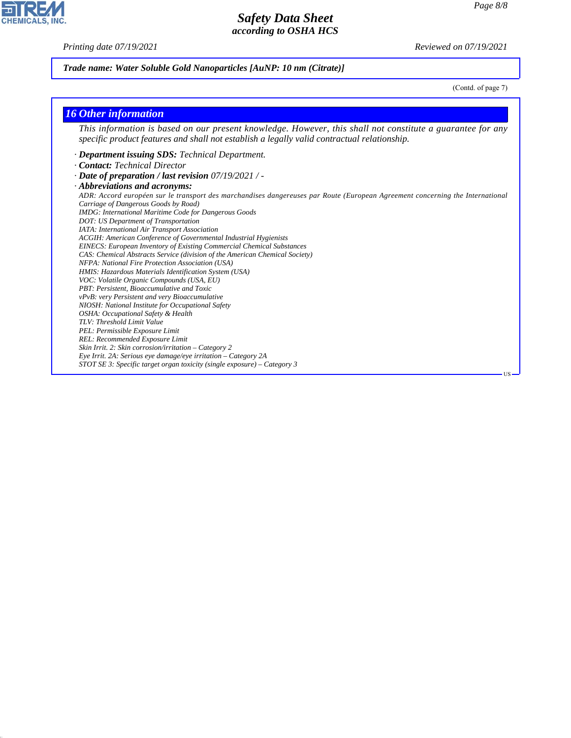**Trade name: Water Soluble Gold Nanoparticles [AuNP: 10 nm (Citrate)]**

(Contd. of page 7)

## 16 Other information

*This information is based on our present knowledge. However, this shall not constitute a guarantee for any specific product features and shall not establish a legally valid contractual relationship.*

- **Department issuing SDS:** Technical Department.
- **Contact:** Technical Director
- **Date of preparation / last revision** 07/19/2021 / -
- **Abbreviations and acronyms:**

ADR: Accord européen sur le transport des marchandises dangereuses par Route (European Agreement concerning the International Carriage of Dangerous Goods by Road)
IMDG: International Maritime Code for Dangerous Goods
DOT: US Department of Transportation
IATA: International Air Transport Association
ACGIH: American Conference of Governmental Industrial Hygienists
EINECS: European Inventory of Existing Commercial Chemical Substances
CAS: Chemical Abstracts Service (division of the American Chemical Society)
NFPA: National Fire Protection Association (USA)
HMIS: Hazardous Materials Identification System (USA)
VOC: Volatile Organic Compounds (USA, EU)
PBT: Persistent, Bioaccumulative and Toxic
vPvB: very Persistent and very Bioaccumulative
NIOSH: National Institute for Occupational Safety
OSHA: Occupational Safety & Health
TLV: Threshold Limit Value
PEL: Permissible Exposure Limit
REL: Recommended Exposure Limit
Skin Irrit. 2: Skin corrosion/irritation – Category 2
Eye Irrit. 2A: Serious eye damage/eye irritation – Category 2A
STOT SE 3: Specific target organ toxicity (single exposure) – Category 3